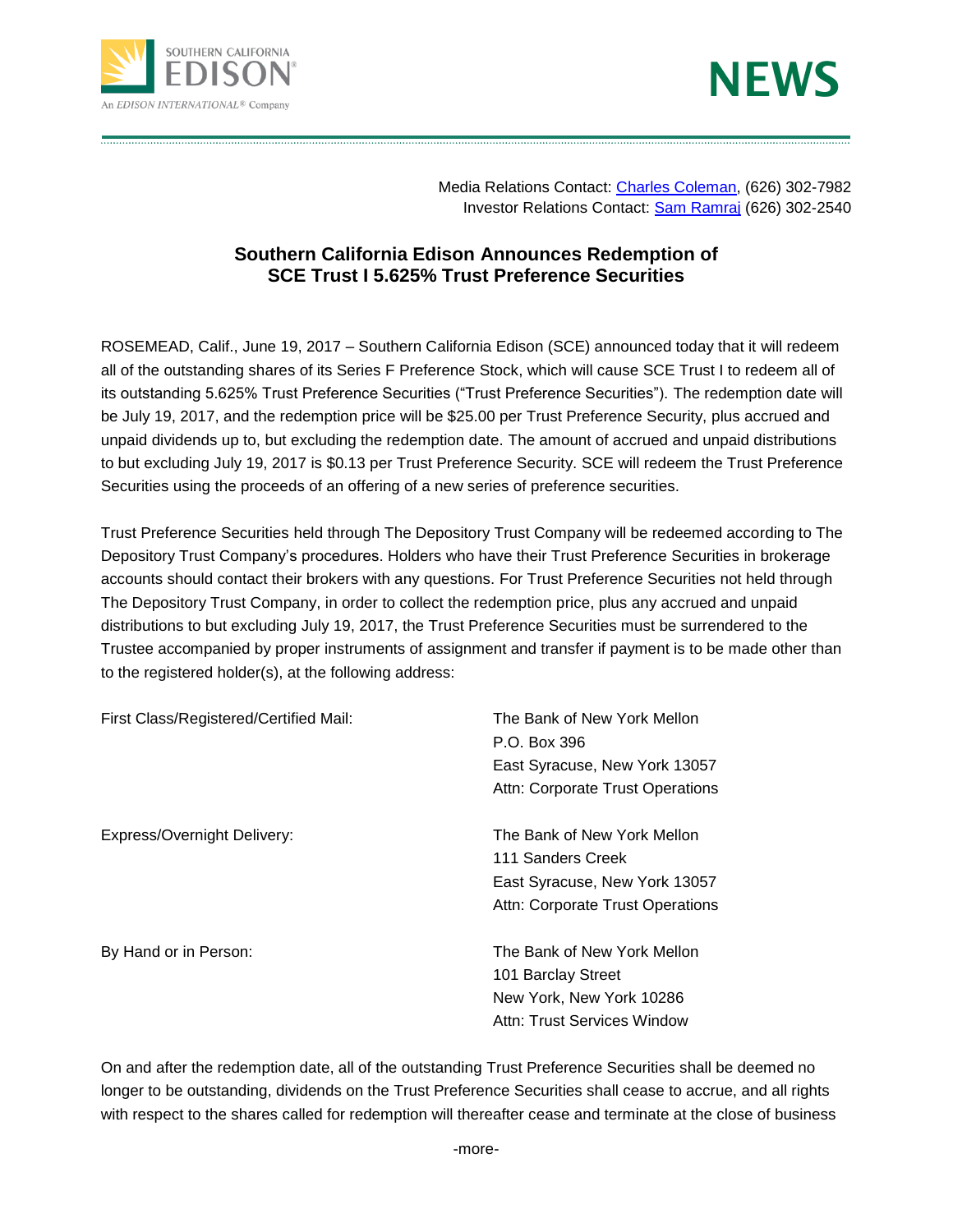SOUTHERN CALIFORNIA EDISON

An EDISON INTERNATIONAL® Company

**NEWS**

Media Relations Contact: [Charles Coleman](), (626) 302-7982
Investor Relations Contact: [Sam Ramraj]() (626) 302-2540

## Southern California Edison Announces Redemption of SCE Trust I 5.625% Trust Preference Securities

ROSEMEAD, Calif., June 19, 2017 – Southern California Edison (SCE) announced today that it will redeem all of the outstanding shares of its Series F Preference Stock, which will cause SCE Trust I to redeem all of its outstanding 5.625% Trust Preference Securities ("Trust Preference Securities"). The redemption date will be July 19, 2017, and the redemption price will be $25.00 per Trust Preference Security, plus accrued and unpaid dividends up to, but excluding the redemption date. The amount of accrued and unpaid distributions to but excluding July 19, 2017 is $0.13 per Trust Preference Security. SCE will redeem the Trust Preference Securities using the proceeds of an offering of a new series of preference securities.

Trust Preference Securities held through The Depository Trust Company will be redeemed according to The Depository Trust Company's procedures. Holders who have their Trust Preference Securities in brokerage accounts should contact their brokers with any questions. For Trust Preference Securities not held through The Depository Trust Company, in order to collect the redemption price, plus any accrued and unpaid distributions to but excluding July 19, 2017, the Trust Preference Securities must be surrendered to the Trustee accompanied by proper instruments of assignment and transfer if payment is to be made other than to the registered holder(s), at the following address:

First Class/Registered/Certified Mail:

The Bank of New York Mellon
P.O. Box 396
East Syracuse, New York 13057
Attn: Corporate Trust Operations

Express/Overnight Delivery:

The Bank of New York Mellon
111 Sanders Creek
East Syracuse, New York 13057
Attn: Corporate Trust Operations

By Hand or in Person:

The Bank of New York Mellon
101 Barclay Street
New York, New York 10286
Attn: Trust Services Window

On and after the redemption date, all of the outstanding Trust Preference Securities shall be deemed no longer to be outstanding, dividends on the Trust Preference Securities shall cease to accrue, and all rights with respect to the shares called for redemption will thereafter cease and terminate at the close of business

-more-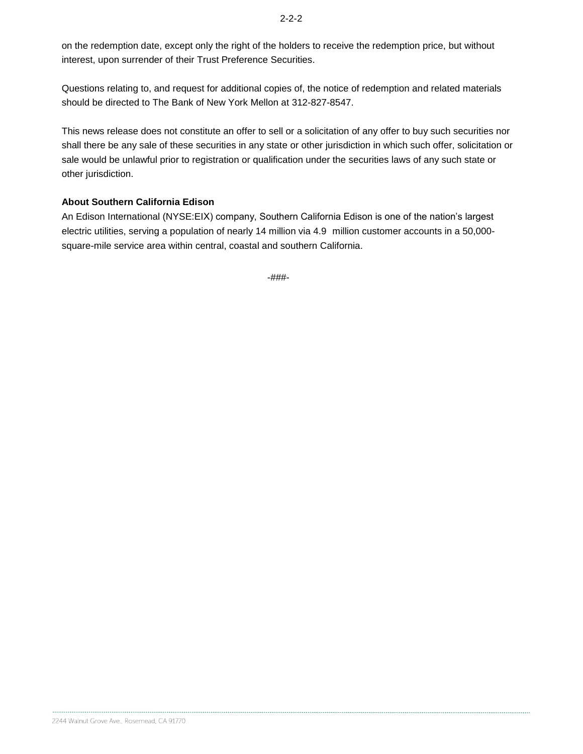on the redemption date, except only the right of the holders to receive the redemption price, but without interest, upon surrender of their Trust Preference Securities.

Questions relating to, and request for additional copies of, the notice of redemption and related materials should be directed to The Bank of New York Mellon at 312-827-8547.

This news release does not constitute an offer to sell or a solicitation of any offer to buy such securities nor shall there be any sale of these securities in any state or other jurisdiction in which such offer, solicitation or sale would be unlawful prior to registration or qualification under the securities laws of any such state or other jurisdiction.

**About Southern California Edison**

An Edison International (NYSE:EIX) company, Southern California Edison is one of the nation's largest electric utilities, serving a population of nearly 14 million via 4.9 million customer accounts in a 50,000-square-mile service area within central, coastal and southern California.

-###-